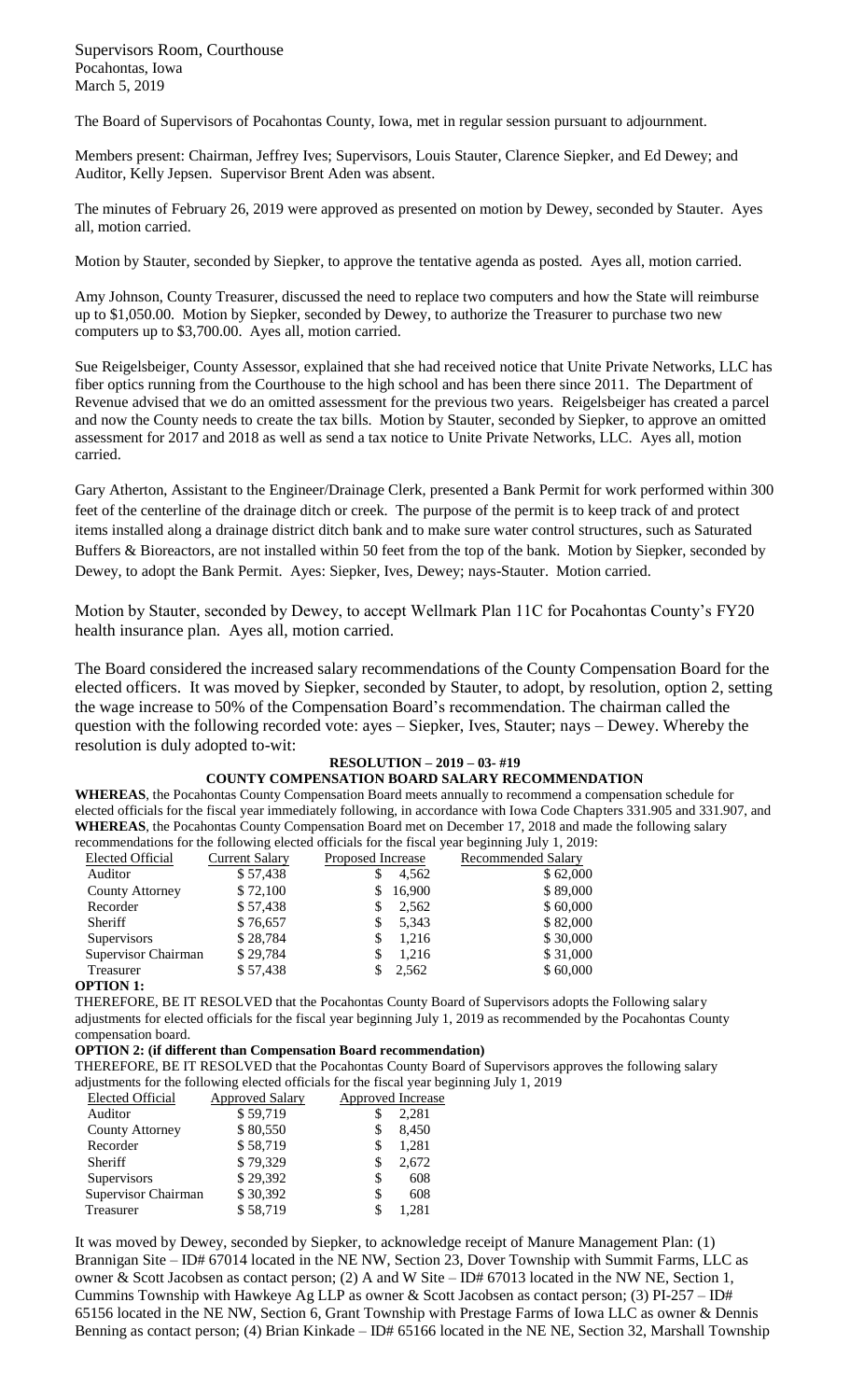Supervisors Room, Courthouse
Pocahontas, Iowa
March 5, 2019

The Board of Supervisors of Pocahontas County, Iowa, met in regular session pursuant to adjournment.

Members present: Chairman, Jeffrey Ives; Supervisors, Louis Stauter, Clarence Siepker, and Ed Dewey; and Auditor, Kelly Jepsen. Supervisor Brent Aden was absent.

The minutes of February 26, 2019 were approved as presented on motion by Dewey, seconded by Stauter. Ayes all, motion carried.

Motion by Stauter, seconded by Siepker, to approve the tentative agenda as posted. Ayes all, motion carried.

Amy Johnson, County Treasurer, discussed the need to replace two computers and how the State will reimburse up to $1,050.00. Motion by Siepker, seconded by Dewey, to authorize the Treasurer to purchase two new computers up to $3,700.00. Ayes all, motion carried.

Sue Reigelsbeiger, County Assessor, explained that she had received notice that Unite Private Networks, LLC has fiber optics running from the Courthouse to the high school and has been there since 2011. The Department of Revenue advised that we do an omitted assessment for the previous two years. Reigelsbeiger has created a parcel and now the County needs to create the tax bills. Motion by Stauter, seconded by Siepker, to approve an omitted assessment for 2017 and 2018 as well as send a tax notice to Unite Private Networks, LLC. Ayes all, motion carried.

Gary Atherton, Assistant to the Engineer/Drainage Clerk, presented a Bank Permit for work performed within 300 feet of the centerline of the drainage ditch or creek. The purpose of the permit is to keep track of and protect items installed along a drainage district ditch bank and to make sure water control structures, such as Saturated Buffers & Bioreactors, are not installed within 50 feet from the top of the bank. Motion by Siepker, seconded by Dewey, to adopt the Bank Permit. Ayes: Siepker, Ives, Dewey; nays-Stauter. Motion carried.

Motion by Stauter, seconded by Dewey, to accept Wellmark Plan 11C for Pocahontas County's FY20 health insurance plan. Ayes all, motion carried.

The Board considered the increased salary recommendations of the County Compensation Board for the elected officers. It was moved by Siepker, seconded by Stauter, to adopt, by resolution, option 2, setting the wage increase to 50% of the Compensation Board's recommendation. The chairman called the question with the following recorded vote: ayes – Siepker, Ives, Stauter; nays – Dewey. Whereby the resolution is duly adopted to-wit:

**RESOLUTION – 2019 – 03- #19**

**COUNTY COMPENSATION BOARD SALARY RECOMMENDATION**

**WHEREAS**, the Pocahontas County Compensation Board meets annually to recommend a compensation schedule for elected officials for the fiscal year immediately following, in accordance with Iowa Code Chapters 331.905 and 331.907, and

**WHEREAS**, the Pocahontas County Compensation Board met on December 17, 2018 and made the following salary recommendations for the following elected officials for the fiscal year beginning July 1, 2019:

| Elected Official | Current Salary | Proposed Increase | Recommended Salary |
|---|---|---|---|
| Auditor | $ 57,438 | $ 4,562 | $ 62,000 |
| County Attorney | $ 72,100 | $ 16,900 | $ 89,000 |
| Recorder | $ 57,438 | $ 2,562 | $ 60,000 |
| Sheriff | $ 76,657 | $ 5,343 | $ 82,000 |
| Supervisors | $ 28,784 | $ 1,216 | $ 30,000 |
| Supervisor Chairman | $ 29,784 | $ 1,216 | $ 31,000 |
| Treasurer | $ 57,438 | $ 2,562 | $ 60,000 |

**OPTION 1:**

THEREFORE, BE IT RESOLVED that the Pocahontas County Board of Supervisors adopts the Following salary adjustments for elected officials for the fiscal year beginning July 1, 2019 as recommended by the Pocahontas County compensation board.

**OPTION 2: (if different than Compensation Board recommendation)**

THEREFORE, BE IT RESOLVED that the Pocahontas County Board of Supervisors approves the following salary adjustments for the following elected officials for the fiscal year beginning July 1, 2019

| Elected Official | Approved Salary | Approved Increase |
|---|---|---|
| Auditor | $ 59,719 | $ 2,281 |
| County Attorney | $ 80,550 | $ 8,450 |
| Recorder | $ 58,719 | $ 1,281 |
| Sheriff | $ 79,329 | $ 2,672 |
| Supervisors | $ 29,392 | $ 608 |
| Supervisor Chairman | $ 30,392 | $ 608 |
| Treasurer | $ 58,719 | $ 1,281 |

It was moved by Dewey, seconded by Siepker, to acknowledge receipt of Manure Management Plan: (1) Brannigan Site – ID# 67014 located in the NE NW, Section 23, Dover Township with Summit Farms, LLC as owner & Scott Jacobsen as contact person; (2) A and W Site – ID# 67013 located in the NW NE, Section 1, Cummins Township with Hawkeye Ag LLP as owner & Scott Jacobsen as contact person; (3) PI-257 – ID# 65156 located in the NE NW, Section 6, Grant Township with Prestage Farms of Iowa LLC as owner & Dennis Benning as contact person; (4) Brian Kinkade – ID# 65166 located in the NE NE, Section 32, Marshall Township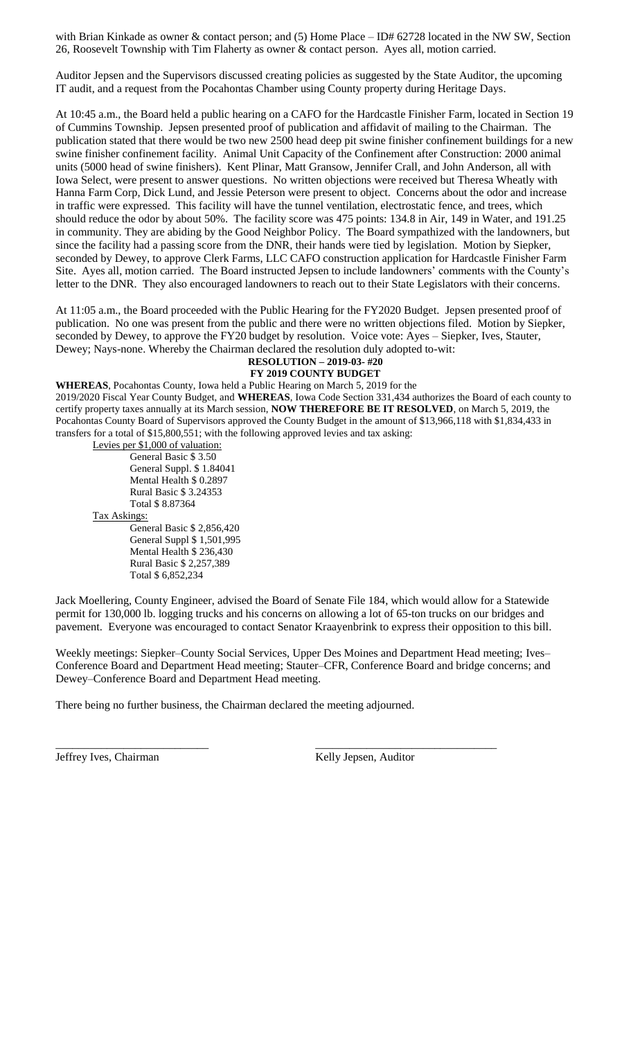with Brian Kinkade as owner & contact person; and (5) Home Place – ID# 62728 located in the NW SW, Section 26, Roosevelt Township with Tim Flaherty as owner & contact person. Ayes all, motion carried.

Auditor Jepsen and the Supervisors discussed creating policies as suggested by the State Auditor, the upcoming IT audit, and a request from the Pocahontas Chamber using County property during Heritage Days.

At 10:45 a.m., the Board held a public hearing on a CAFO for the Hardcastle Finisher Farm, located in Section 19 of Cummins Township. Jepsen presented proof of publication and affidavit of mailing to the Chairman. The publication stated that there would be two new 2500 head deep pit swine finisher confinement buildings for a new swine finisher confinement facility. Animal Unit Capacity of the Confinement after Construction: 2000 animal units (5000 head of swine finishers). Kent Plinar, Matt Gransow, Jennifer Crall, and John Anderson, all with Iowa Select, were present to answer questions. No written objections were received but Theresa Wheatly with Hanna Farm Corp, Dick Lund, and Jessie Peterson were present to object. Concerns about the odor and increase in traffic were expressed. This facility will have the tunnel ventilation, electrostatic fence, and trees, which should reduce the odor by about 50%. The facility score was 475 points: 134.8 in Air, 149 in Water, and 191.25 in community. They are abiding by the Good Neighbor Policy. The Board sympathized with the landowners, but since the facility had a passing score from the DNR, their hands were tied by legislation. Motion by Siepker, seconded by Dewey, to approve Clerk Farms, LLC CAFO construction application for Hardcastle Finisher Farm Site. Ayes all, motion carried. The Board instructed Jepsen to include landowners' comments with the County's letter to the DNR. They also encouraged landowners to reach out to their State Legislators with their concerns.

At 11:05 a.m., the Board proceeded with the Public Hearing for the FY2020 Budget. Jepsen presented proof of publication. No one was present from the public and there were no written objections filed. Motion by Siepker, seconded by Dewey, to approve the FY20 budget by resolution. Voice vote: Ayes – Siepker, Ives, Stauter, Dewey; Nays-none. Whereby the Chairman declared the resolution duly adopted to-wit:

**RESOLUTION – 2019-03- #20**
**FY 2019 COUNTY BUDGET**

**WHEREAS**, Pocahontas County, Iowa held a Public Hearing on March 5, 2019 for the 2019/2020 Fiscal Year County Budget, and **WHEREAS**, Iowa Code Section 331,434 authorizes the Board of each county to certify property taxes annually at its March session, **NOW THEREFORE BE IT RESOLVED**, on March 5, 2019, the Pocahontas County Board of Supervisors approved the County Budget in the amount of $13,966,118 with $1,834,433 in transfers for a total of $15,800,551; with the following approved levies and tax asking:

Levies per $1,000 of valuation:
General Basic $ 3.50
General Suppl. $ 1.84041
Mental Health $ 0.2897
Rural Basic $ 3.24353
Total $ 8.87364

Tax Askings:
General Basic $ 2,856,420
General Suppl $ 1,501,995
Mental Health $ 236,430
Rural Basic $ 2,257,389
Total $ 6,852,234

Jack Moellering, County Engineer, advised the Board of Senate File 184, which would allow for a Statewide permit for 130,000 lb. logging trucks and his concerns on allowing a lot of 65-ton trucks on our bridges and pavement. Everyone was encouraged to contact Senator Kraayenbrink to express their opposition to this bill.

Weekly meetings: Siepker–County Social Services, Upper Des Moines and Department Head meeting; Ives–Conference Board and Department Head meeting; Stauter–CFR, Conference Board and bridge concerns; and Dewey–Conference Board and Department Head meeting.

There being no further business, the Chairman declared the meeting adjourned.

\_\_\_\_\_\_\_\_\_\_\_\_\_\_\_\_\_\_\_\_\_\_\_\_\_\_\_ \_\_\_\_\_\_\_\_\_\_\_\_\_\_\_\_\_\_\_\_\_\_\_\_\_\_\_\_\_\_\_\_

Jeffrey Ives, Chairman Kelly Jepsen, Auditor